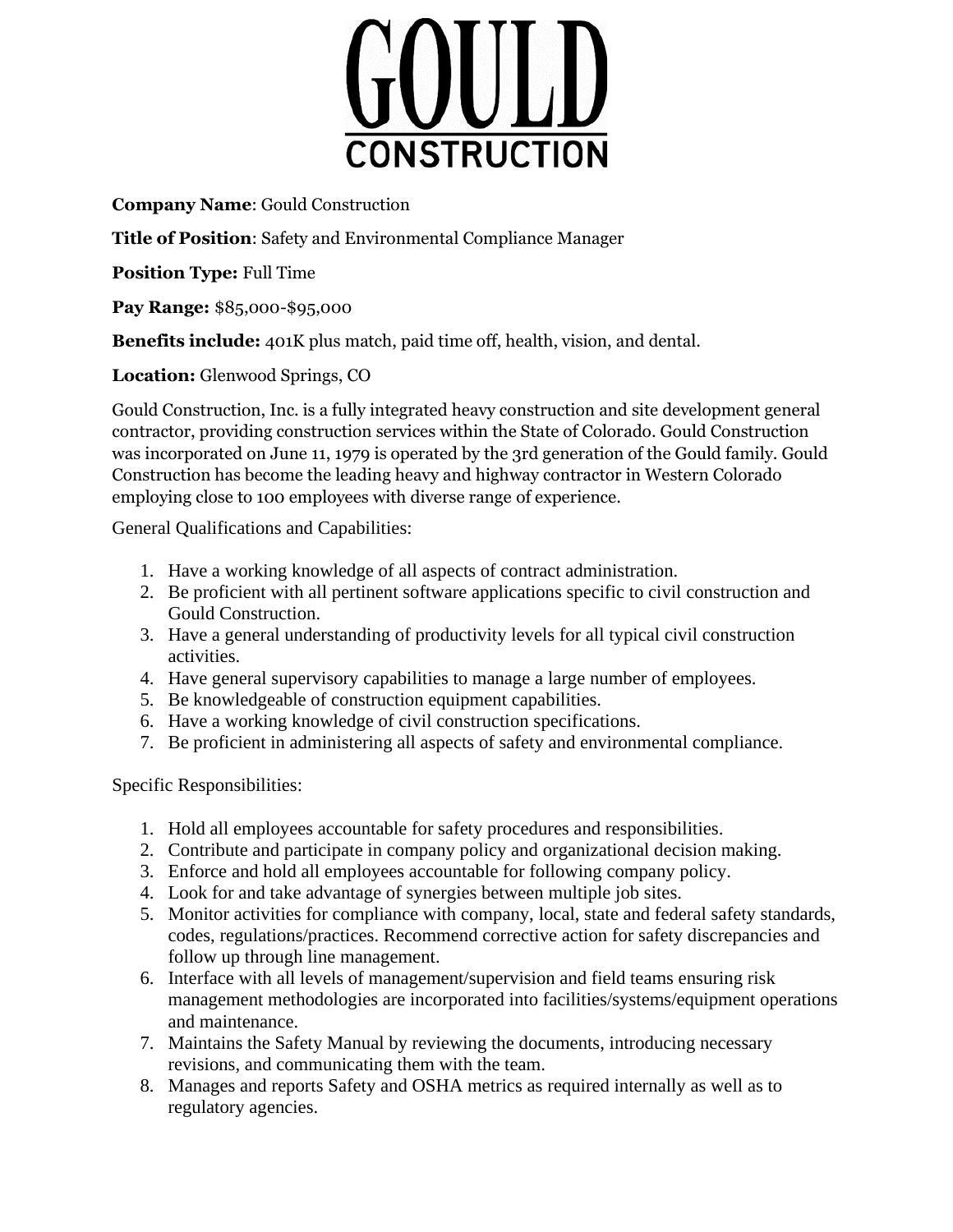# GOULD CONSTRUCTION

**Company Name**: Gould Construction

**Title of Position**: Safety and Environmental Compliance Manager

**Position Type:** Full Time

**Pay Range:** $85,000-$95,000

**Benefits include:** 401K plus match, paid time off, health, vision, and dental.

**Location:** Glenwood Springs, CO

Gould Construction, Inc. is a fully integrated heavy construction and site development general contractor, providing construction services within the State of Colorado. Gould Construction was incorporated on June 11, 1979 is operated by the 3rd generation of the Gould family. Gould Construction has become the leading heavy and highway contractor in Western Colorado employing close to 100 employees with diverse range of experience.

General Qualifications and Capabilities:

1. Have a working knowledge of all aspects of contract administration.
2. Be proficient with all pertinent software applications specific to civil construction and Gould Construction.
3. Have a general understanding of productivity levels for all typical civil construction activities.
4. Have general supervisory capabilities to manage a large number of employees.
5. Be knowledgeable of construction equipment capabilities.
6. Have a working knowledge of civil construction specifications.
7. Be proficient in administering all aspects of safety and environmental compliance.

Specific Responsibilities:

1. Hold all employees accountable for safety procedures and responsibilities.
2. Contribute and participate in company policy and organizational decision making.
3. Enforce and hold all employees accountable for following company policy.
4. Look for and take advantage of synergies between multiple job sites.
5. Monitor activities for compliance with company, local, state and federal safety standards, codes, regulations/practices. Recommend corrective action for safety discrepancies and follow up through line management.
6. Interface with all levels of management/supervision and field teams ensuring risk management methodologies are incorporated into facilities/systems/equipment operations and maintenance.
7. Maintains the Safety Manual by reviewing the documents, introducing necessary revisions, and communicating them with the team.
8. Manages and reports Safety and OSHA metrics as required internally as well as to regulatory agencies.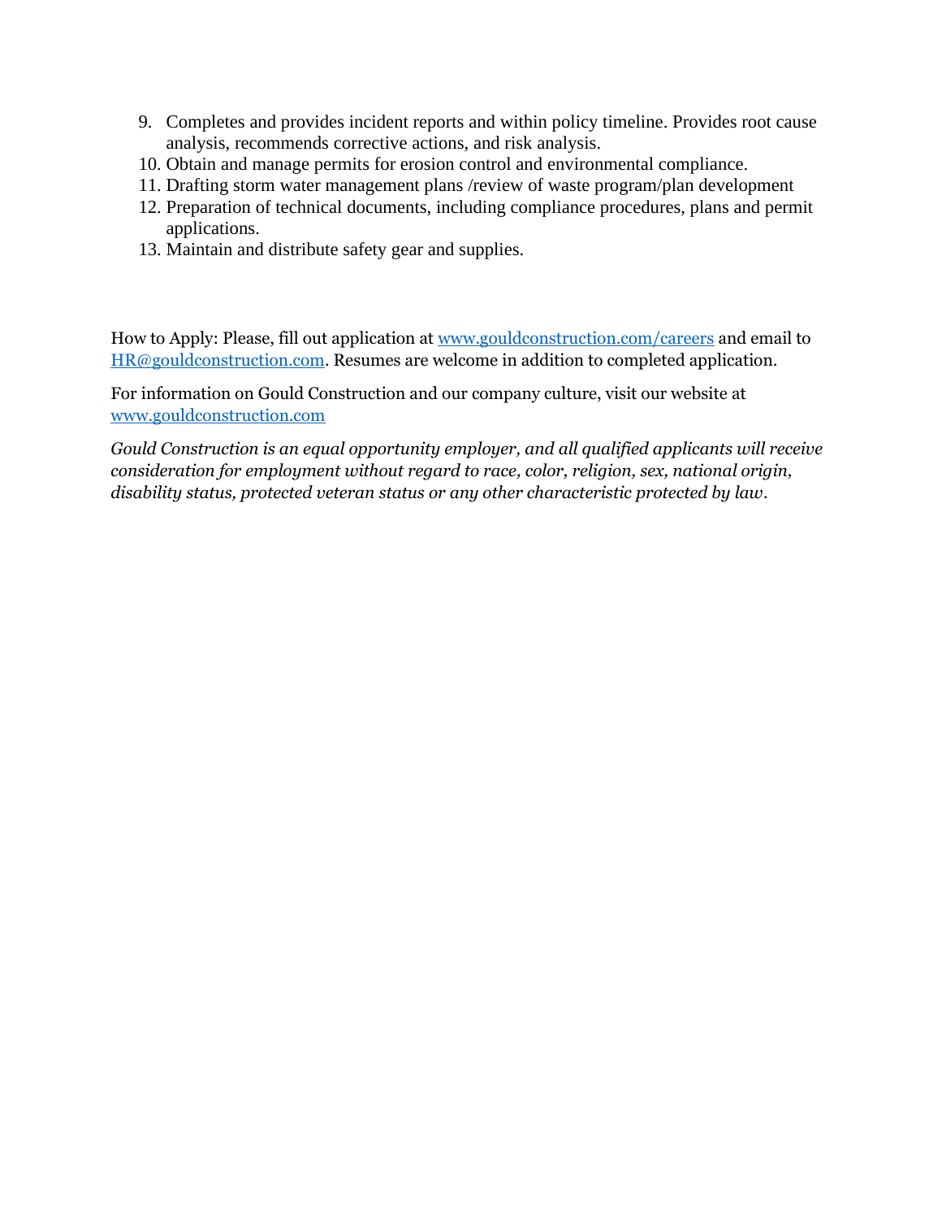9. Completes and provides incident reports and within policy timeline. Provides root cause analysis, recommends corrective actions, and risk analysis.
10. Obtain and manage permits for erosion control and environmental compliance.
11. Drafting storm water management plans /review of waste program/plan development
12. Preparation of technical documents, including compliance procedures, plans and permit applications.
13. Maintain and distribute safety gear and supplies.

How to Apply: Please, fill out application at [www.gouldconstruction.com/careers](http://www.gouldconstruction.com/careers) and email to [HR@gouldconstruction.com](mailto:HR@gouldconstruction.com). Resumes are welcome in addition to completed application.

For information on Gould Construction and our company culture, visit our website at [www.gouldconstruction.com](http://www.gouldconstruction.com)

*Gould Construction is an equal opportunity employer, and all qualified applicants will receive consideration for employment without regard to race, color, religion, sex, national origin, disability status, protected veteran status or any other characteristic protected by law.*